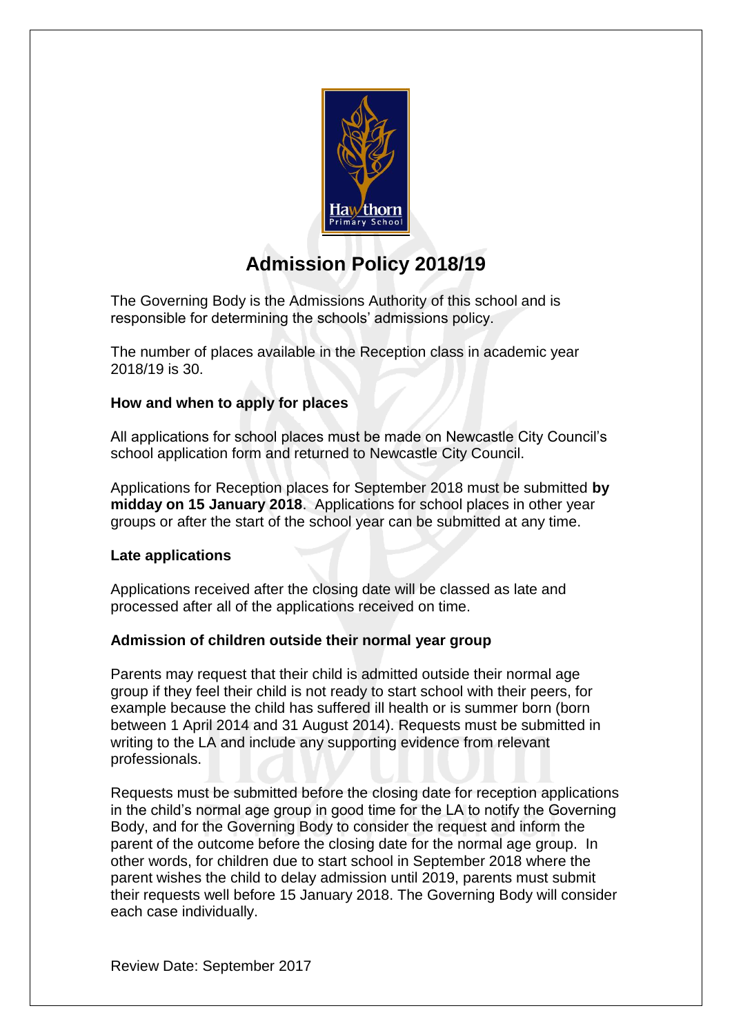# Admission Policy 2018/19

The Governing Body is the Admissions Authority of this school and is responsible for determining the schools' admissions policy.

The number of places available in the Reception class in academic year 2018/19 is 30.

### How and when to apply for places

All applications for school places must be made on Newcastle City Council's school application form and returned to Newcastle City Council.

Applications for Reception places for September 2018 must be submitted **by midday on 15 January 2018**. Applications for school places in other year groups or after the start of the school year can be submitted at any time.

### Late applications

Applications received after the closing date will be classed as late and processed after all of the applications received on time.

### Admission of children outside their normal year group

Parents may request that their child is admitted outside their normal age group if they feel their child is not ready to start school with their peers, for example because the child has suffered ill health or is summer born (born between 1 April 2014 and 31 August 2014). Requests must be submitted in writing to the LA and include any supporting evidence from relevant professionals.

Requests must be submitted before the closing date for reception applications in the child's normal age group in good time for the LA to notify the Governing Body, and for the Governing Body to consider the request and inform the parent of the outcome before the closing date for the normal age group. In other words, for children due to start school in September 2018 where the parent wishes the child to delay admission until 2019, parents must submit their requests well before 15 January 2018. The Governing Body will consider each case individually.

Review Date: September 2017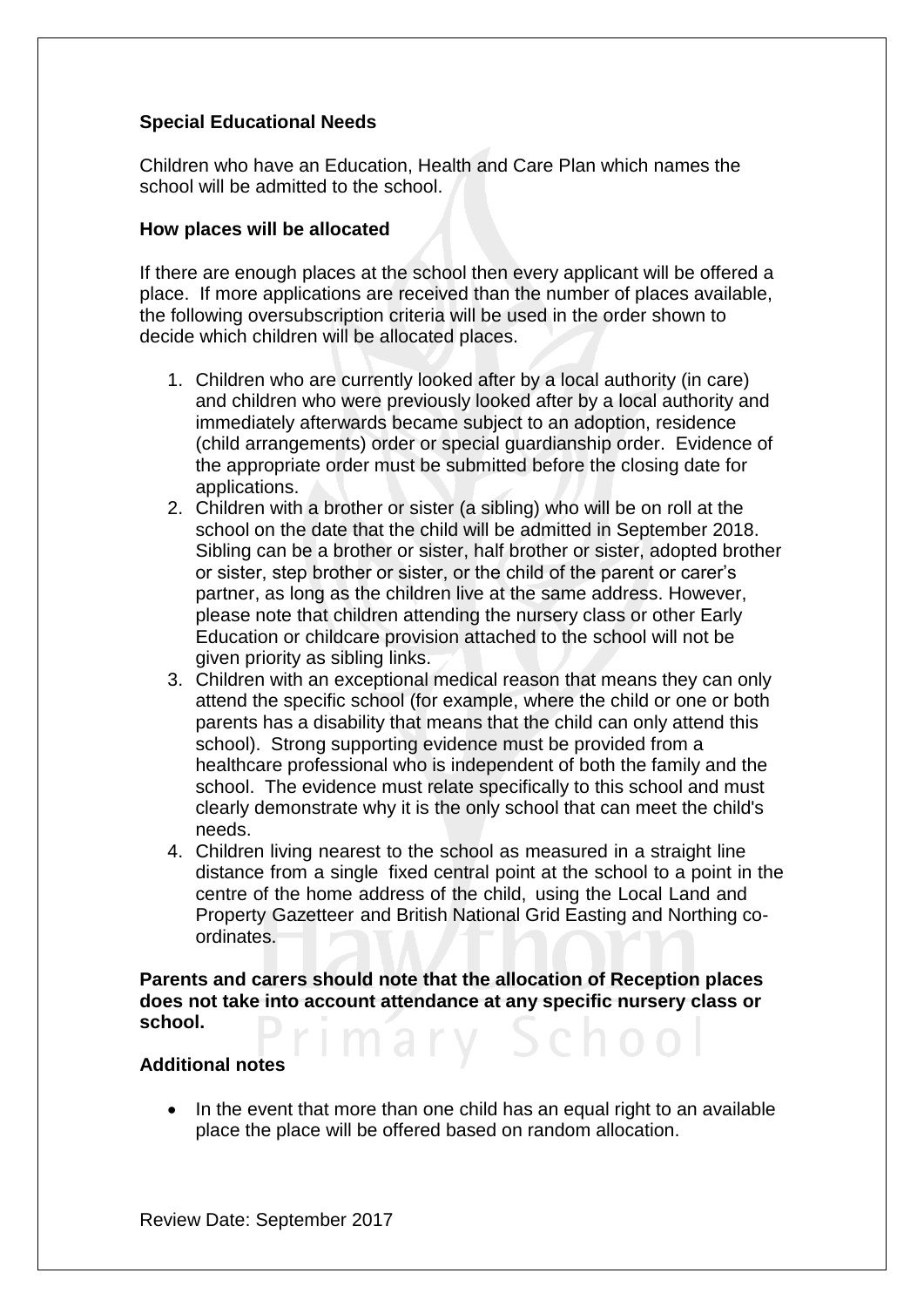**Special Educational Needs**

Children who have an Education, Health and Care Plan which names the school will be admitted to the school.

**How places will be allocated**

If there are enough places at the school then every applicant will be offered a place. If more applications are received than the number of places available, the following oversubscription criteria will be used in the order shown to decide which children will be allocated places.

1. Children who are currently looked after by a local authority (in care) and children who were previously looked after by a local authority and immediately afterwards became subject to an adoption, residence (child arrangements) order or special guardianship order. Evidence of the appropriate order must be submitted before the closing date for applications.
2. Children with a brother or sister (a sibling) who will be on roll at the school on the date that the child will be admitted in September 2018. Sibling can be a brother or sister, half brother or sister, adopted brother or sister, step brother or sister, or the child of the parent or carer's partner, as long as the children live at the same address. However, please note that children attending the nursery class or other Early Education or childcare provision attached to the school will not be given priority as sibling links.
3. Children with an exceptional medical reason that means they can only attend the specific school (for example, where the child or one or both parents has a disability that means that the child can only attend this school). Strong supporting evidence must be provided from a healthcare professional who is independent of both the family and the school. The evidence must relate specifically to this school and must clearly demonstrate why it is the only school that can meet the child's needs.
4. Children living nearest to the school as measured in a straight line distance from a single fixed central point at the school to a point in the centre of the home address of the child, using the Local Land and Property Gazetteer and British National Grid Easting and Northing co-ordinates.

**Parents and carers should note that the allocation of Reception places does not take into account attendance at any specific nursery class or school.**

**Additional notes**

- In the event that more than one child has an equal right to an available place the place will be offered based on random allocation.

Review Date: September 2017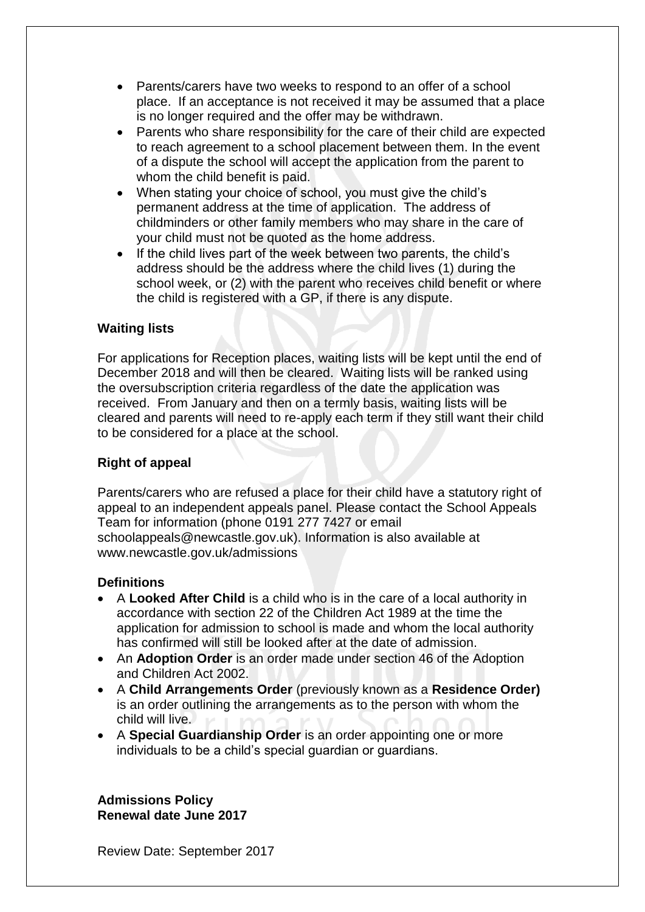- Parents/carers have two weeks to respond to an offer of a school place. If an acceptance is not received it may be assumed that a place is no longer required and the offer may be withdrawn.
- Parents who share responsibility for the care of their child are expected to reach agreement to a school placement between them. In the event of a dispute the school will accept the application from the parent to whom the child benefit is paid.
- When stating your choice of school, you must give the child's permanent address at the time of application. The address of childminders or other family members who may share in the care of your child must not be quoted as the home address.
- If the child lives part of the week between two parents, the child's address should be the address where the child lives (1) during the school week, or (2) with the parent who receives child benefit or where the child is registered with a GP, if there is any dispute.

### Waiting lists

For applications for Reception places, waiting lists will be kept until the end of December 2018 and will then be cleared. Waiting lists will be ranked using the oversubscription criteria regardless of the date the application was received. From January and then on a termly basis, waiting lists will be cleared and parents will need to re-apply each term if they still want their child to be considered for a place at the school.

### Right of appeal

Parents/carers who are refused a place for their child have a statutory right of appeal to an independent appeals panel. Please contact the School Appeals Team for information (phone 0191 277 7427 or email schoolappeals@newcastle.gov.uk). Information is also available at www.newcastle.gov.uk/admissions

### Definitions

- A **Looked After Child** is a child who is in the care of a local authority in accordance with section 22 of the Children Act 1989 at the time the application for admission to school is made and whom the local authority has confirmed will still be looked after at the date of admission.
- An **Adoption Order** is an order made under section 46 of the Adoption and Children Act 2002.
- A **Child Arrangements Order** (previously known as a **Residence Order)** is an order outlining the arrangements as to the person with whom the child will live.
- A **Special Guardianship Order** is an order appointing one or more individuals to be a child's special guardian or guardians.

**Admissions Policy**
**Renewal date June 2017**

Review Date: September 2017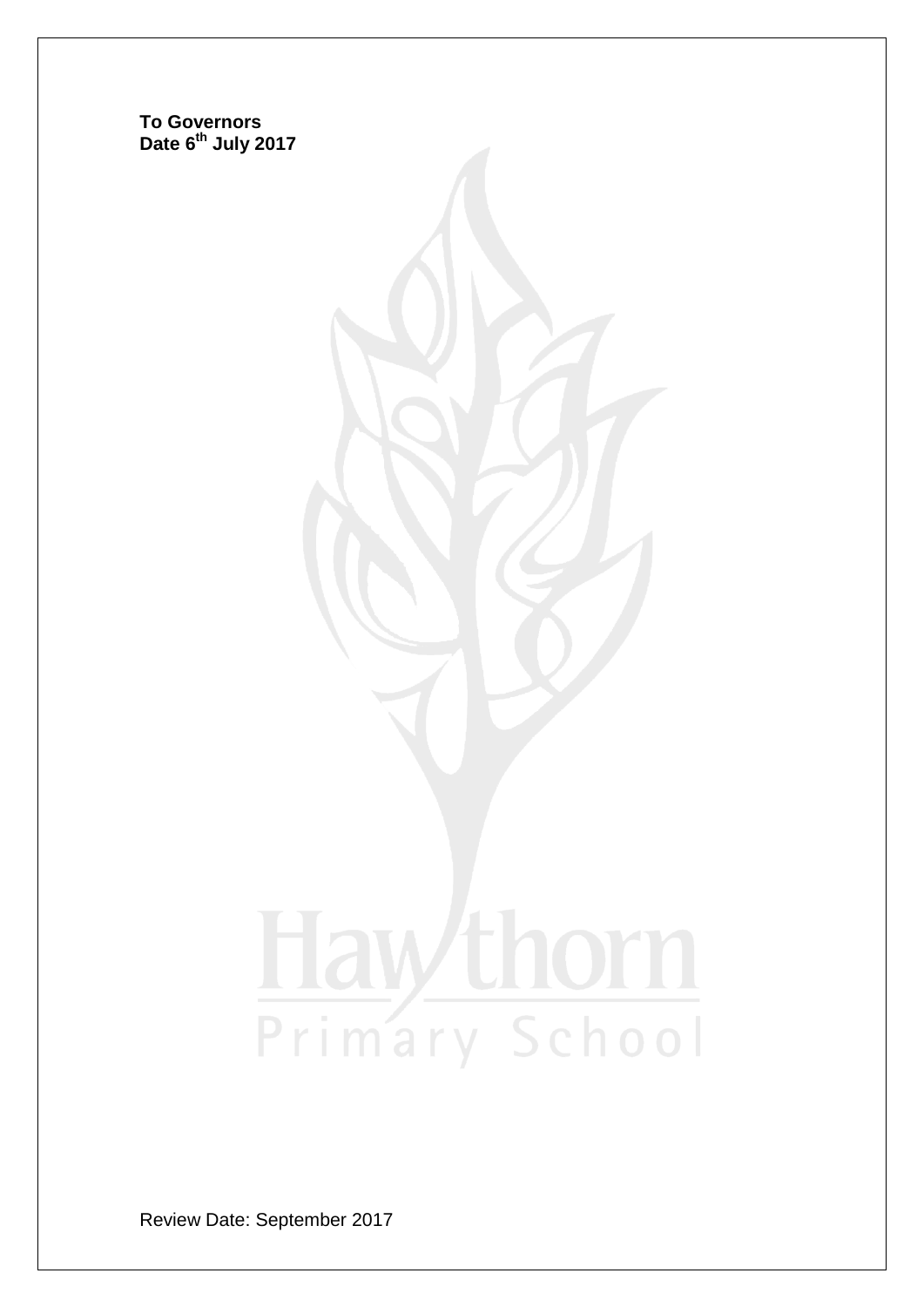**To Governors**
**Date 6th July 2017**

Hawthorn
Primary School

Review Date: September 2017